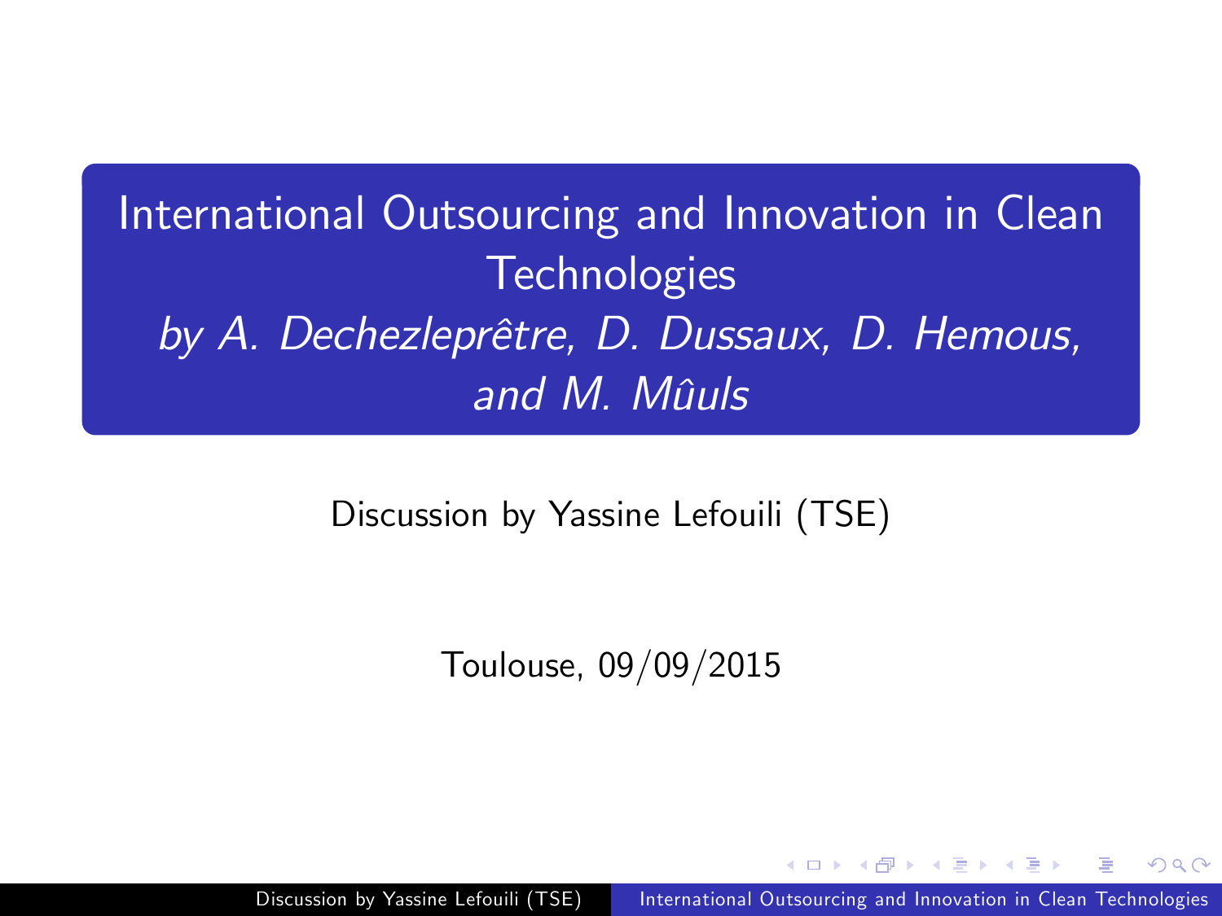# International Outsourcing and Innovation in Clean Technologies

*by A. Dechezleprêtre, D. Dussaux, D. Hemous, and M. Mûuls*

Discussion by Yassine Lefouili (TSE)

Toulouse, 09/09/2015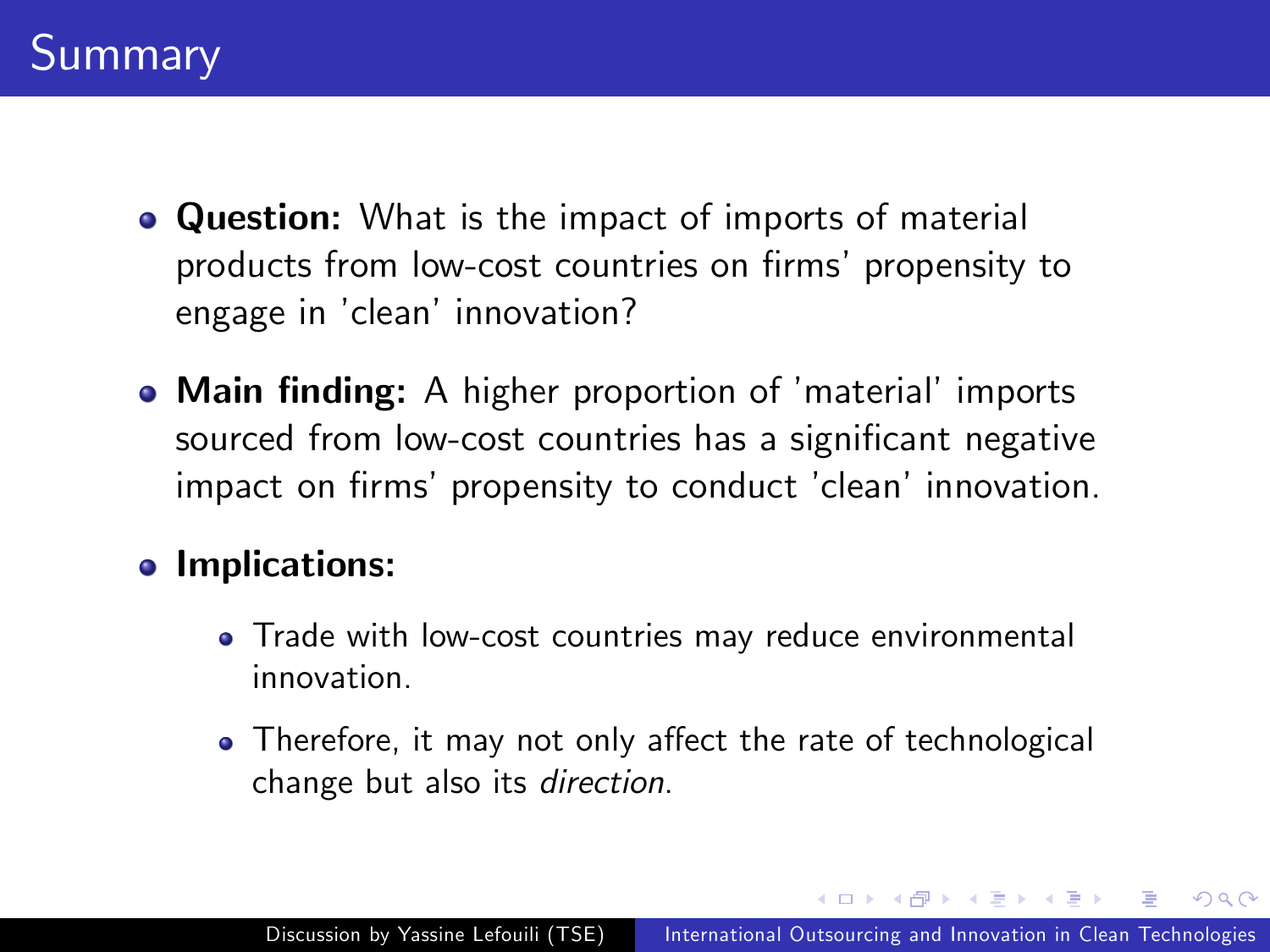# Summary

- **Question:** What is the impact of imports of material products from low-cost countries on firms' propensity to engage in 'clean' innovation?
- **Main finding:** A higher proportion of 'material' imports sourced from low-cost countries has a significant negative impact on firms' propensity to conduct 'clean' innovation.
- **Implications:**
  - Trade with low-cost countries may reduce environmental innovation.
  - Therefore, it may not only affect the rate of technological change but also its *direction*.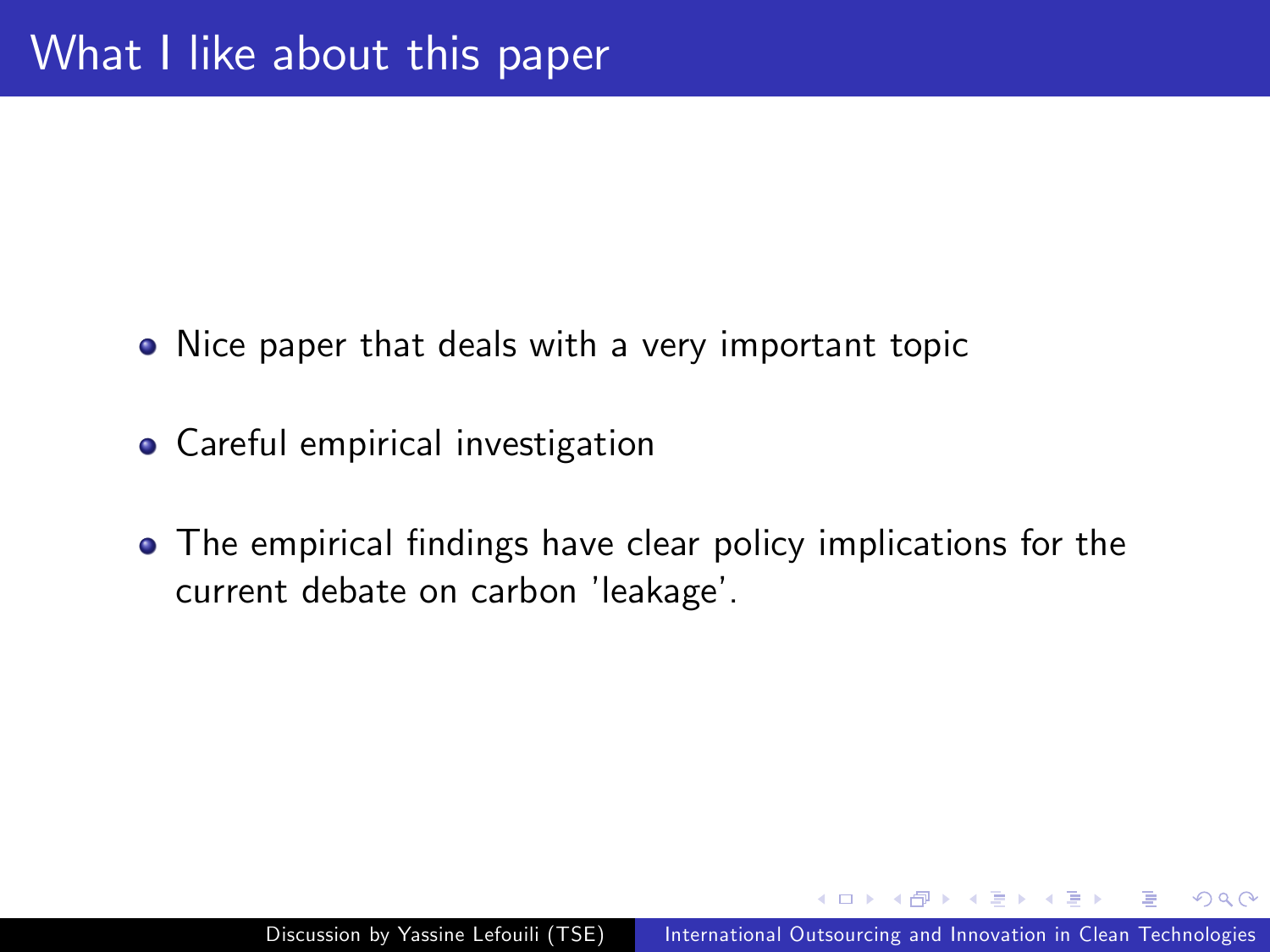# What I like about this paper

- Nice paper that deals with a very important topic
- Careful empirical investigation
- The empirical findings have clear policy implications for the current debate on carbon 'leakage'.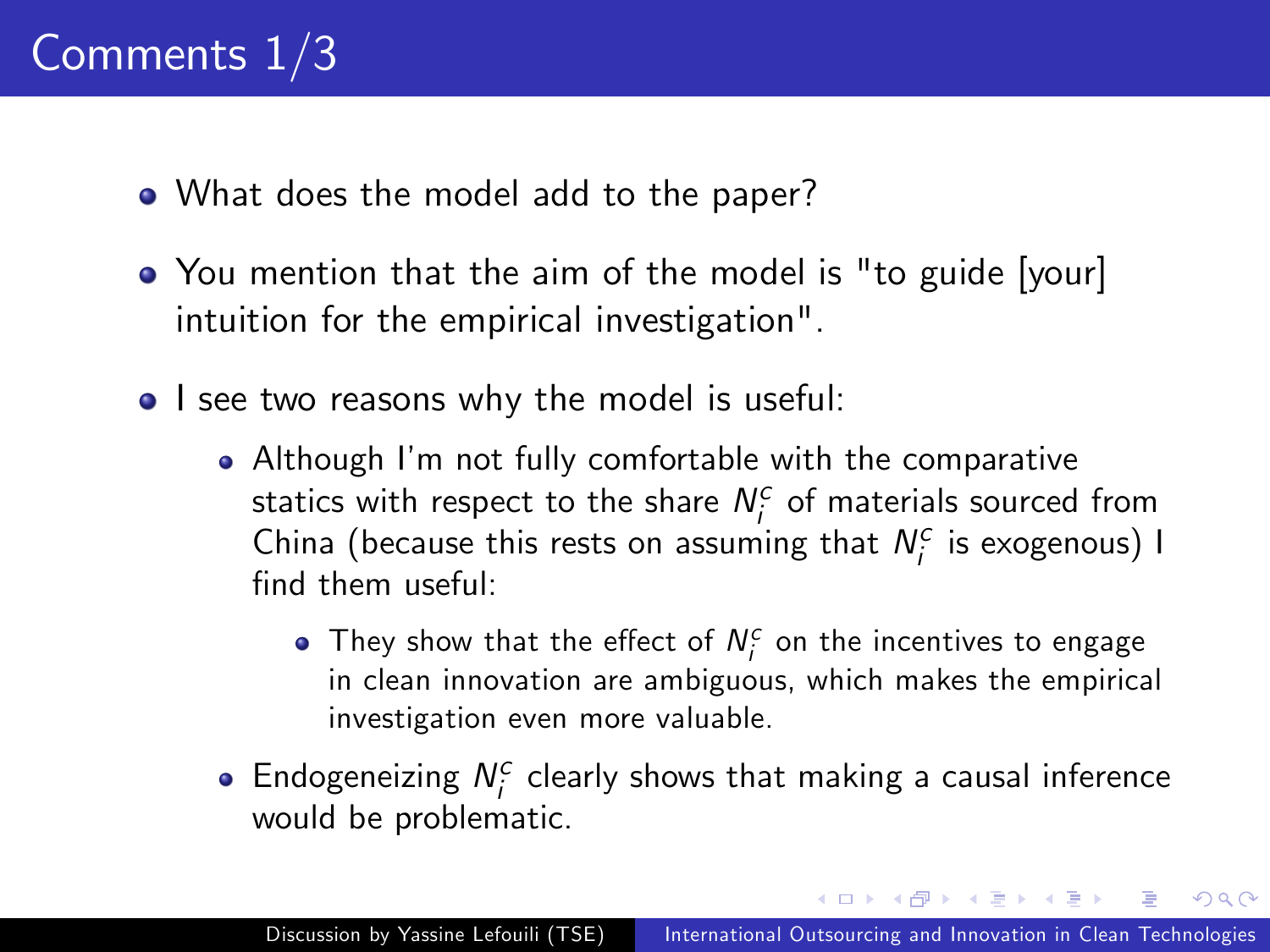# Comments 1/3

- What does the model add to the paper?
- You mention that the aim of the model is "to guide [your] intuition for the empirical investigation".
- I see two reasons why the model is useful:
  - Although I'm not fully comfortable with the comparative statics with respect to the share $N_i^c$ of materials sourced from China (because this rests on assuming that $N_i^c$ is exogenous) I find them useful:
    - They show that the effect of $N_i^c$ on the incentives to engage in clean innovation are ambiguous, which makes the empirical investigation even more valuable.
  - Endogeneizing $N_i^c$ clearly shows that making a causal inference would be problematic.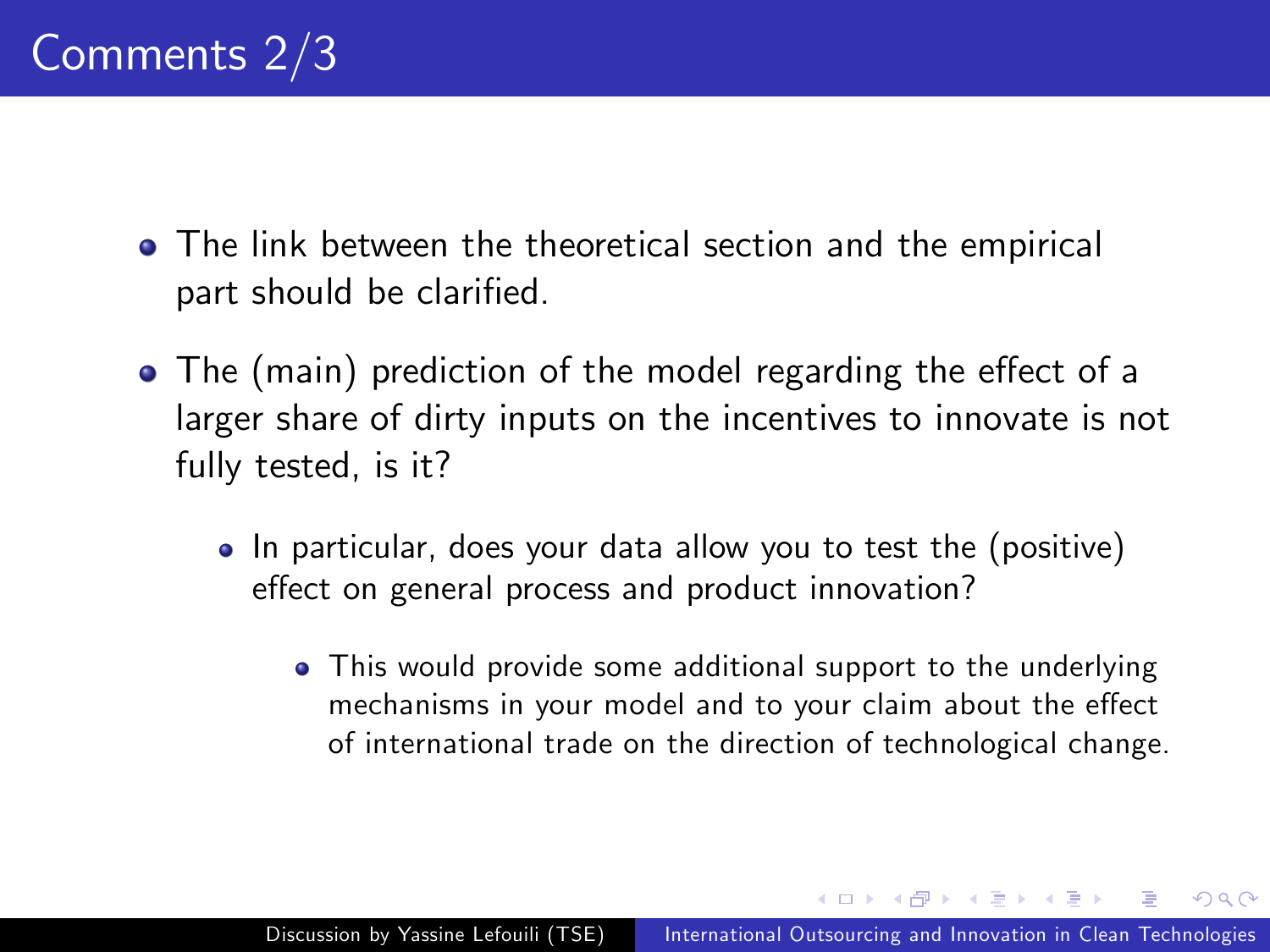# Comments 2/3

- The link between the theoretical section and the empirical part should be clarified.
- The (main) prediction of the model regarding the effect of a larger share of dirty inputs on the incentives to innovate is not fully tested, is it?
  - In particular, does your data allow you to test the (positive) effect on general process and product innovation?
    - This would provide some additional support to the underlying mechanisms in your model and to your claim about the effect of international trade on the direction of technological change.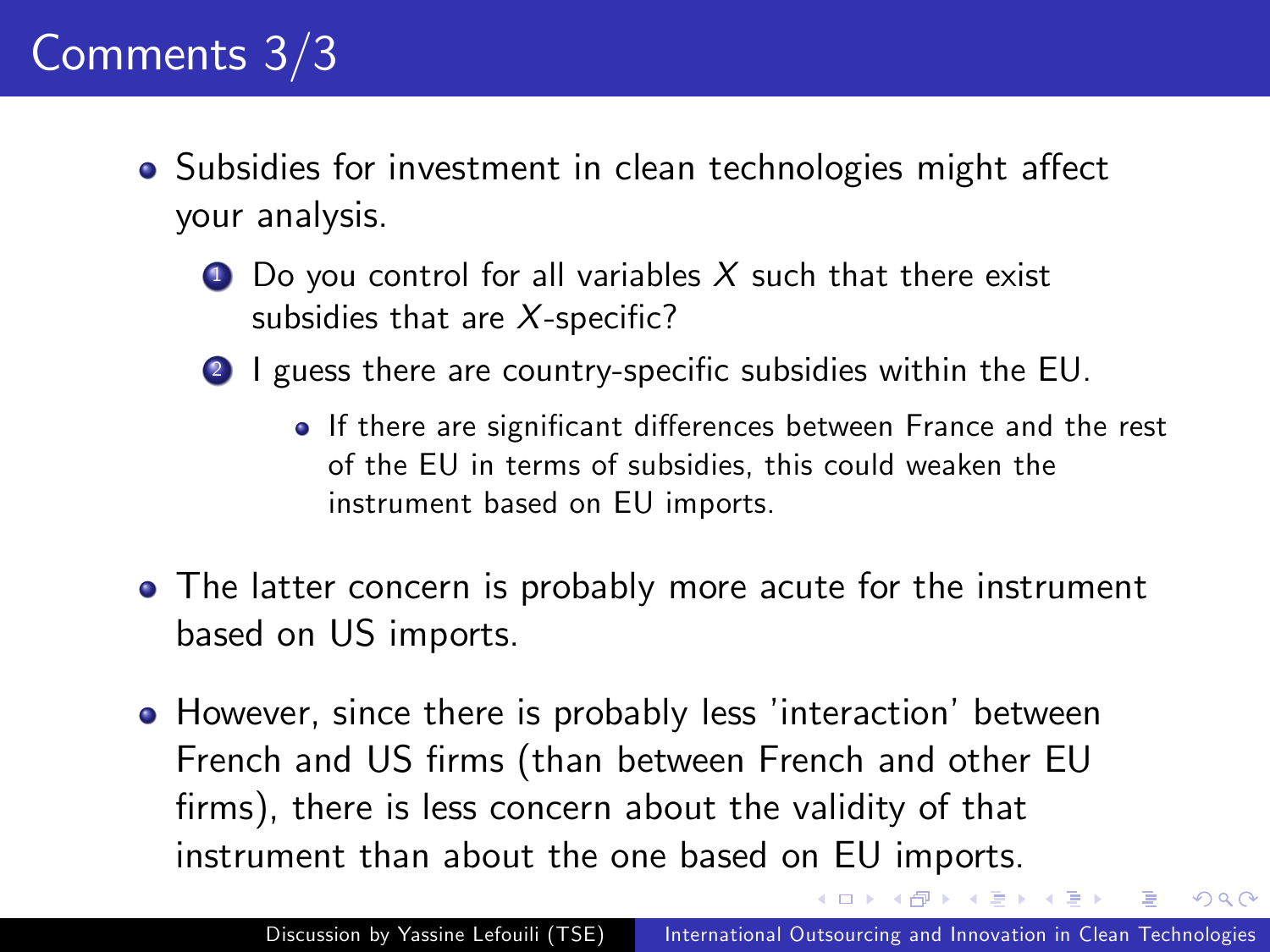# Comments 3/3

- Subsidies for investment in clean technologies might affect your analysis.
  1. Do you control for all variables $X$ such that there exist subsidies that are $X$-specific?
  2. I guess there are country-specific subsidies within the EU.
     - If there are significant differences between France and the rest of the EU in terms of subsidies, this could weaken the instrument based on EU imports.
- The latter concern is probably more acute for the instrument based on US imports.
- However, since there is probably less 'interaction' between French and US firms (than between French and other EU firms), there is less concern about the validity of that instrument than about the one based on EU imports.